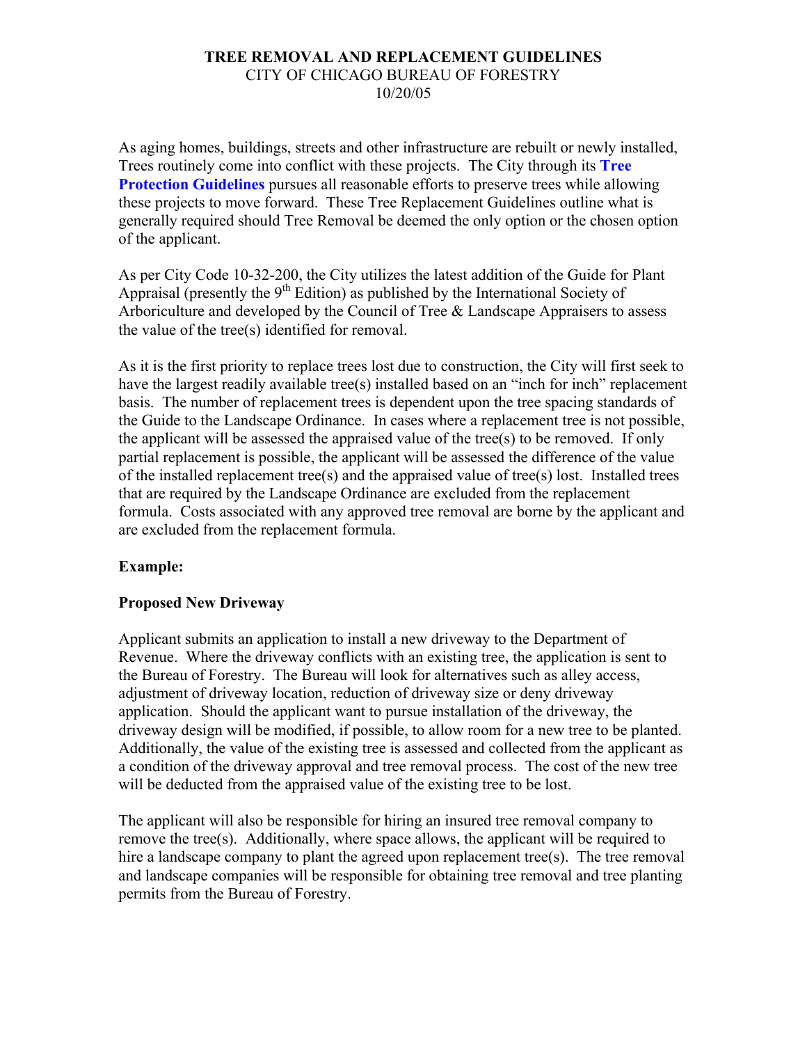# TREE REMOVAL AND REPLACEMENT GUIDELINES

CITY OF CHICAGO BUREAU OF FORESTRY

10/20/05

As aging homes, buildings, streets and other infrastructure are rebuilt or newly installed, Trees routinely come into conflict with these projects. The City through its **Tree Protection Guidelines** pursues all reasonable efforts to preserve trees while allowing these projects to move forward. These Tree Replacement Guidelines outline what is generally required should Tree Removal be deemed the only option or the chosen option of the applicant.

As per City Code 10-32-200, the City utilizes the latest addition of the Guide for Plant Appraisal (presently the 9th Edition) as published by the International Society of Arboriculture and developed by the Council of Tree & Landscape Appraisers to assess the value of the tree(s) identified for removal.

As it is the first priority to replace trees lost due to construction, the City will first seek to have the largest readily available tree(s) installed based on an "inch for inch" replacement basis. The number of replacement trees is dependent upon the tree spacing standards of the Guide to the Landscape Ordinance. In cases where a replacement tree is not possible, the applicant will be assessed the appraised value of the tree(s) to be removed. If only partial replacement is possible, the applicant will be assessed the difference of the value of the installed replacement tree(s) and the appraised value of tree(s) lost. Installed trees that are required by the Landscape Ordinance are excluded from the replacement formula. Costs associated with any approved tree removal are borne by the applicant and are excluded from the replacement formula.

**Example:**

**Proposed New Driveway**

Applicant submits an application to install a new driveway to the Department of Revenue. Where the driveway conflicts with an existing tree, the application is sent to the Bureau of Forestry. The Bureau will look for alternatives such as alley access, adjustment of driveway location, reduction of driveway size or deny driveway application. Should the applicant want to pursue installation of the driveway, the driveway design will be modified, if possible, to allow room for a new tree to be planted. Additionally, the value of the existing tree is assessed and collected from the applicant as a condition of the driveway approval and tree removal process. The cost of the new tree will be deducted from the appraised value of the existing tree to be lost.

The applicant will also be responsible for hiring an insured tree removal company to remove the tree(s). Additionally, where space allows, the applicant will be required to hire a landscape company to plant the agreed upon replacement tree(s). The tree removal and landscape companies will be responsible for obtaining tree removal and tree planting permits from the Bureau of Forestry.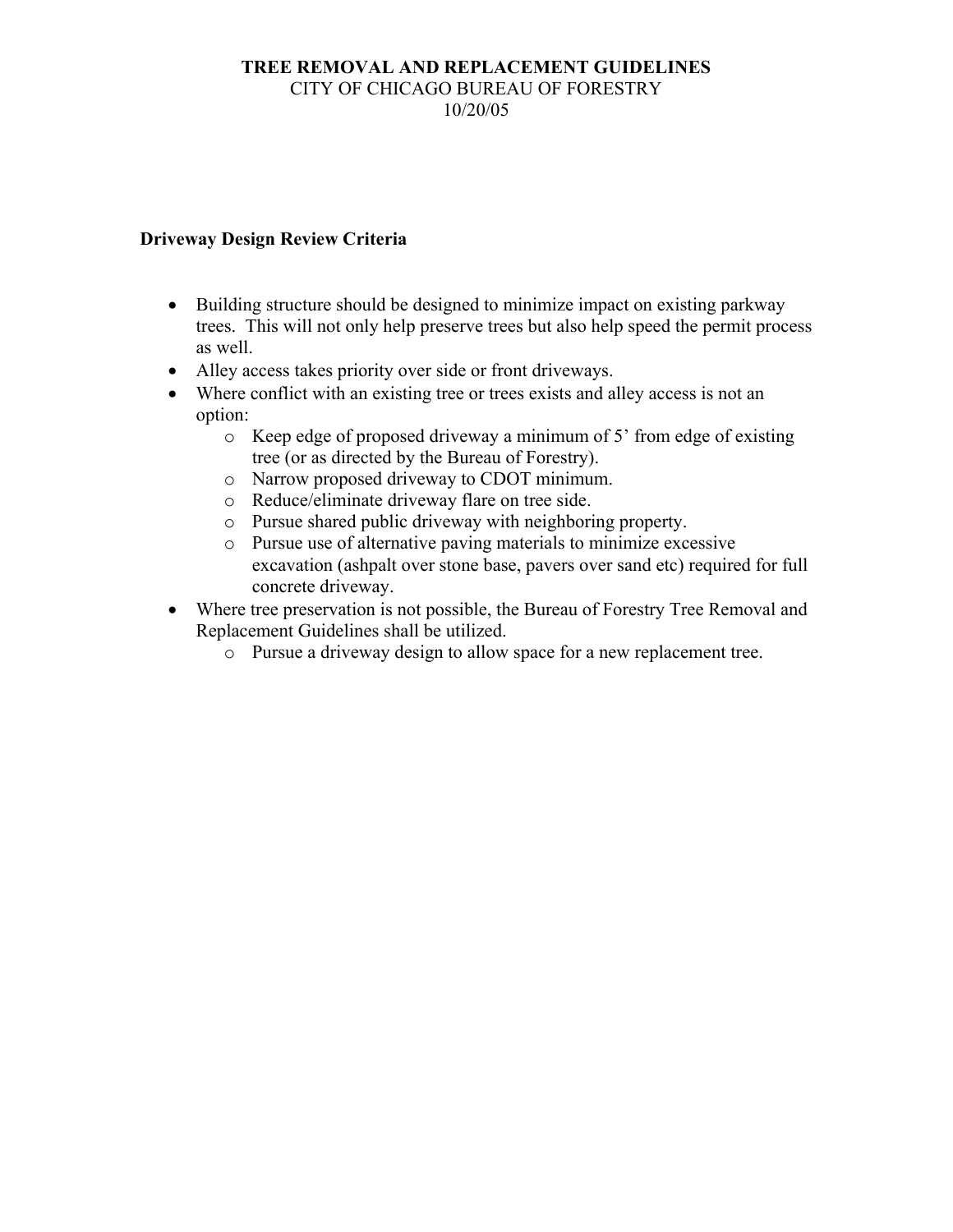**TREE REMOVAL AND REPLACEMENT GUIDELINES**
CITY OF CHICAGO BUREAU OF FORESTRY
10/20/05

## Driveway Design Review Criteria

- Building structure should be designed to minimize impact on existing parkway trees. This will not only help preserve trees but also help speed the permit process as well.
- Alley access takes priority over side or front driveways.
- Where conflict with an existing tree or trees exists and alley access is not an option:
  - Keep edge of proposed driveway a minimum of 5' from edge of existing tree (or as directed by the Bureau of Forestry).
  - Narrow proposed driveway to CDOT minimum.
  - Reduce/eliminate driveway flare on tree side.
  - Pursue shared public driveway with neighboring property.
  - Pursue use of alternative paving materials to minimize excessive excavation (ashpalt over stone base, pavers over sand etc) required for full concrete driveway.
- Where tree preservation is not possible, the Bureau of Forestry Tree Removal and Replacement Guidelines shall be utilized.
  - Pursue a driveway design to allow space for a new replacement tree.